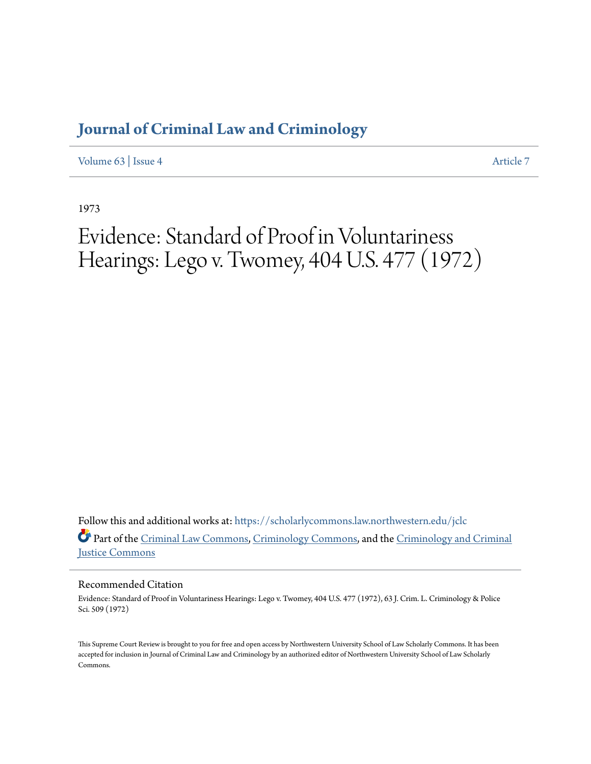# Journal of Criminal Law and Criminology

Volume 63 | Issue 4 Article 7

1973

# Evidence: Standard of Proof in Voluntariness Hearings: Lego v. Twomey, 404 U.S. 477 (1972)

Follow this and additional works at: https://scholarlycommons.law.northwestern.edu/jclc

Part of the Criminal Law Commons, Criminology Commons, and the Criminology and Criminal Justice Commons

## Recommended Citation

Evidence: Standard of Proof in Voluntariness Hearings: Lego v. Twomey, 404 U.S. 477 (1972), 63 J. Crim. L. Criminology & Police Sci. 509 (1972)

This Supreme Court Review is brought to you for free and open access by Northwestern University School of Law Scholarly Commons. It has been accepted for inclusion in Journal of Criminal Law and Criminology by an authorized editor of Northwestern University School of Law Scholarly Commons.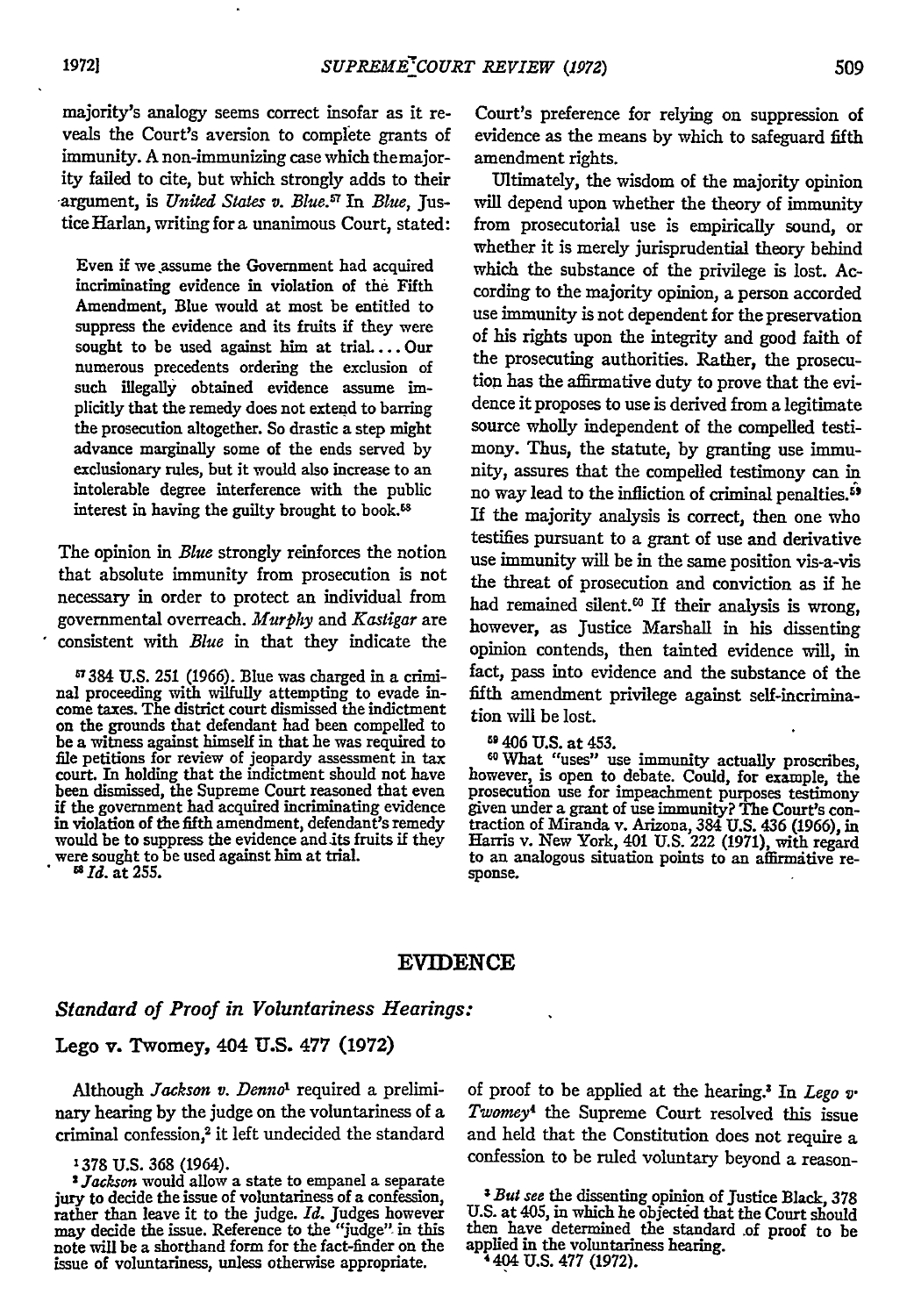majority's analogy seems correct insofar as it reveals the Court's aversion to complete grants of immunity. A non-immunizing case which the majority failed to cite, but which strongly adds to their argument, is *United States v. Blue*.[57] In *Blue*, Justice Harlan, writing for a unanimous Court, stated:

> Even if we assume the Government had acquired incriminating evidence in violation of the Fifth Amendment, Blue would at most be entitled to suppress the evidence and its fruits if they were sought to be used against him at trial.... Our numerous precedents ordering the exclusion of such illegally obtained evidence assume implicitly that the remedy does not extend to barring the prosecution altogether. So drastic a step might advance marginally some of the ends served by exclusionary rules, but it would also increase to an intolerable degree interference with the public interest in having the guilty brought to book.[58]

The opinion in *Blue* strongly reinforces the notion that absolute immunity from prosecution is not necessary in order to protect an individual from governmental overreach. *Murphy* and *Kastigar* are consistent with *Blue* in that they indicate the Court's preference for relying on suppression of evidence as the means by which to safeguard fifth amendment rights.

Ultimately, the wisdom of the majority opinion will depend upon whether the theory of immunity from prosecutorial use is empirically sound, or whether it is merely jurisprudential theory behind which the substance of the privilege is lost. According to the majority opinion, a person accorded use immunity is not dependent for the preservation of his rights upon the integrity and good faith of the prosecuting authorities. Rather, the prosecution has the affirmative duty to prove that the evidence it proposes to use is derived from a legitimate source wholly independent of the compelled testimony. Thus, the statute, by granting use immunity, assures that the compelled testimony can in no way lead to the infliction of criminal penalties.[59] If the majority analysis is correct, then one who testifies pursuant to a grant of use and derivative use immunity will be in the same position vis-a-vis the threat of prosecution and conviction as if he had remained silent.[60] If their analysis is wrong, however, as Justice Marshall in his dissenting opinion contends, then tainted evidence will, in fact, pass into evidence and the substance of the fifth amendment privilege against self-incrimination will be lost.

[57] 384 U.S. 251 (1966). Blue was charged in a criminal proceeding with wilfully attempting to evade income taxes. The district court dismissed the indictment on the grounds that defendant had been compelled to be a witness against himself in that he was required to file petitions for review of jeopardy assessment in tax court. In holding that the indictment should not have been dismissed, the Supreme Court reasoned that even if the government had acquired incriminating evidence in violation of the fifth amendment, defendant's remedy would be to suppress the evidence and its fruits if they were sought to be used against him at trial.

[58] *Id.* at 255.

[59] 406 U.S. at 453.

[60] What "uses" use immunity actually proscribes, however, is open to debate. Could, for example, the prosecution use for impeachment purposes testimony given under a grant of use immunity? The Court's contraction of Miranda v. Arizona, 384 U.S. 436 (1966), in Harris v. New York, 401 U.S. 222 (1971), with regard to an analogous situation points to an affirmative response.

## EVIDENCE

### *Standard of Proof in Voluntariness Hearings:*

### Lego v. Twomey, 404 U.S. 477 (1972)

Although *Jackson v. Denno*[1] required a preliminary hearing by the judge on the voluntariness of a criminal confession,[2] it left undecided the standard of proof to be applied at the hearing.[3] In *Lego v. Twomey*[4] the Supreme Court resolved this issue and held that the Constitution does not require a confession to be ruled voluntary beyond a reason-

[1] 378 U.S. 368 (1964).

[2] *Jackson* would allow a state to empanel a separate jury to decide the issue of voluntariness of a confession, rather than leave it to the judge. *Id.* Judges however may decide the issue. Reference to the "judge" in this note will be a shorthand form for the fact-finder on the issue of voluntariness, unless otherwise appropriate.

[3] *But see* the dissenting opinion of Justice Black, 378 U.S. at 405, in which he objected that the Court should then have determined the standard of proof to be applied in the voluntariness hearing.

[4] 404 U.S. 477 (1972).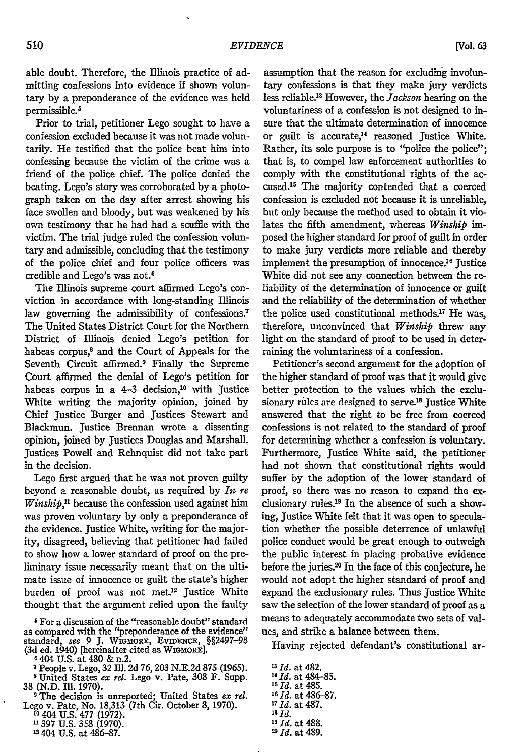able doubt. Therefore, the Illinois practice of admitting confessions into evidence if shown voluntary by a preponderance of the evidence was held permissible.[5]

Prior to trial, petitioner Lego sought to have a confession excluded because it was not made voluntarily. He testified that the police beat him into confessing because the victim of the crime was a friend of the police chief. The police denied the beating. Lego's story was corroborated by a photograph taken on the day after arrest showing his face swollen and bloody, but was weakened by his own testimony that he had had a scuffle with the victim. The trial judge ruled the confession voluntary and admissible, concluding that the testimony of the police chief and four police officers was credible and Lego's was not.[6]

The Illinois supreme court affirmed Lego's conviction in accordance with long-standing Illinois law governing the admissibility of confessions.[7] The United States District Court for the Northern District of Illinois denied Lego's petition for habeas corpus,[8] and the Court of Appeals for the Seventh Circuit affirmed.[9] Finally the Supreme Court affirmed the denial of Lego's petition for habeas corpus in a 4–3 decision,[10] with Justice White writing the majority opinion, joined by Chief Justice Burger and Justices Stewart and Blackmun. Justice Brennan wrote a dissenting opinion, joined by Justices Douglas and Marshall. Justices Powell and Rehnquist did not take part in the decision.

Lego first argued that he was not proven guilty beyond a reasonable doubt, as required by *In re Winship*,[11] because the confession used against him was proven voluntary by only a preponderance of the evidence. Justice White, writing for the majority, disagreed, believing that petitioner had failed to show how a lower standard of proof on the preliminary issue necessarily meant that on the ultimate issue of innocence or guilt the state's higher burden of proof was not met.[12] Justice White thought that the argument relied upon the faulty assumption that the reason for excluding involuntary confessions is that they make jury verdicts less reliable.[13] However, the *Jackson* hearing on the voluntariness of a confession is not designed to insure that the ultimate determination of innocence or guilt is accurate,[14] reasoned Justice White. Rather, its sole purpose is to "police the police"; that is, to compel law enforcement authorities to comply with the constitutional rights of the accused.[15] The majority contended that a coerced confession is excluded not because it is unreliable, but only because the method used to obtain it violates the fifth amendment, whereas *Winship* imposed the higher standard for proof of guilt in order to make jury verdicts more reliable and thereby implement the presumption of innocence.[16] Justice White did not see any connection between the reliability of the determination of innocence or guilt and the reliability of the determination of whether the police used constitutional methods.[17] He was, therefore, unconvinced that *Winship* threw any light on the standard of proof to be used in determining the voluntariness of a confession.

Petitioner's second argument for the adoption of the higher standard of proof was that it would give better protection to the values which the exclusionary rules are designed to serve.[18] Justice White answered that the right to be free from coerced confessions is not related to the standard of proof for determining whether a confession is voluntary. Furthermore, Justice White said, the petitioner had not shown that constitutional rights would suffer by the adoption of the lower standard of proof, so there was no reason to expand the exclusionary rules.[19] In the absence of such a showing, Justice White felt that it was open to speculation whether the possible deterrence of unlawful police conduct would be great enough to outweigh the public interest in placing probative evidence before the juries.[20] In the face of this conjecture, he would not adopt the higher standard of proof and expand the exclusionary rules. Thus Justice White saw the selection of the lower standard of proof as a means to adequately accommodate two sets of values, and strike a balance between them.

Having rejected defendant's constitutional ar-

---

[5] For a discussion of the "reasonable doubt" standard as compared with the "preponderance of the evidence" standard, *see* 9 J. Wigmore, Evidence, §§2497–98 (3d ed. 1940) [hereinafter cited as Wigmore].

[6] 404 U.S. at 480 & n.2.

[7] People v. Lego, 32 Ill. 2d 76, 203 N.E.2d 875 (1965).

[8] United States *ex rel.* Lego v. Pate, 308 F. Supp. 38 (N.D. Ill. 1970).

[9] The decision is unreported; United States *ex rel.* Lego v. Pate, No. 18,313 (7th Cir. October 8, 1970).

[10] 404 U.S. 477 (1972).

[11] 397 U.S. 358 (1970).

[12] 404 U.S. at 486–87.

[13] *Id.* at 482.

[14] *Id.* at 484–85.

[15] *Id.* at 485.

[16] *Id.* at 486–87.

[17] *Id.* at 487.

[18] *Id.*

[19] *Id.* at 488.

[20] *Id.* at 489.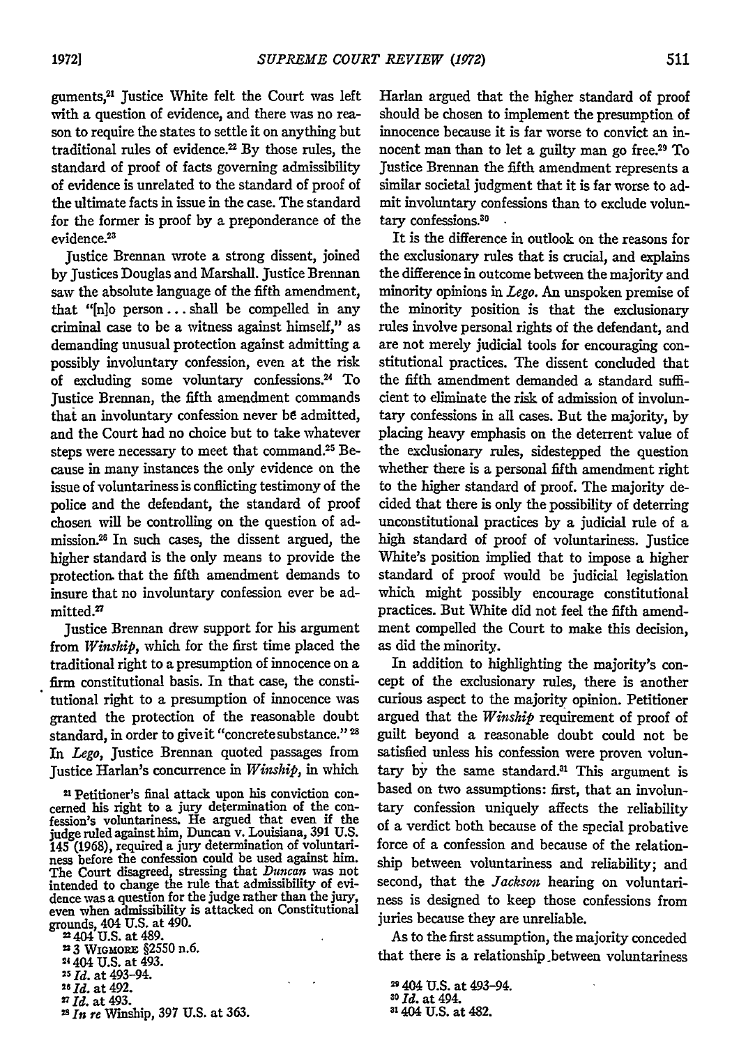guments,[21] Justice White felt the Court was left with a question of evidence, and there was no reason to require the states to settle it on anything but traditional rules of evidence.[22] By those rules, the standard of proof of facts governing admissibility of evidence is unrelated to the standard of proof of the ultimate facts in issue in the case. The standard for the former is proof by a preponderance of the evidence.[23]

Justice Brennan wrote a strong dissent, joined by Justices Douglas and Marshall. Justice Brennan saw the absolute language of the fifth amendment, that "[n]o person . . . shall be compelled in any criminal case to be a witness against himself," as demanding unusual protection against admitting a possibly involuntary confession, even at the risk of excluding some voluntary confessions.[24] To Justice Brennan, the fifth amendment commands that an involuntary confession never be admitted, and the Court had no choice but to take whatever steps were necessary to meet that command.[25] Because in many instances the only evidence on the issue of voluntariness is conflicting testimony of the police and the defendant, the standard of proof chosen will be controlling on the question of admission.[26] In such cases, the dissent argued, the higher standard is the only means to provide the protection that the fifth amendment demands to insure that no involuntary confession ever be admitted.[27]

Justice Brennan drew support for his argument from *Winship*, which for the first time placed the traditional right to a presumption of innocence on a firm constitutional basis. In that case, the constitutional right to a presumption of innocence was granted the protection of the reasonable doubt standard, in order to give it "concrete substance."[28] In *Lego*, Justice Brennan quoted passages from Justice Harlan's concurrence in *Winship*, in which Harlan argued that the higher standard of proof should be chosen to implement the presumption of innocence because it is far worse to convict an innocent man than to let a guilty man go free.[29] To Justice Brennan the fifth amendment represents a similar societal judgment that it is far worse to admit involuntary confessions than to exclude voluntary confessions.[30]

It is the difference in outlook on the reasons for the exclusionary rules that is crucial, and explains the difference in outcome between the majority and minority opinions in *Lego*. An unspoken premise of the minority position is that the exclusionary rules involve personal rights of the defendant, and are not merely judicial tools for encouraging constitutional practices. The dissent concluded that the fifth amendment demanded a standard sufficient to eliminate the risk of admission of involuntary confessions in all cases. But the majority, by placing heavy emphasis on the deterrent value of the exclusionary rules, sidestepped the question whether there is a personal fifth amendment right to the higher standard of proof. The majority decided that there is only the possibility of deterring unconstitutional practices by a judicial rule of a high standard of proof of voluntariness. Justice White's position implied that to impose a higher standard of proof would be judicial legislation which might possibly encourage constitutional practices. But White did not feel the fifth amendment compelled the Court to make this decision, as did the minority.

In addition to highlighting the majority's concept of the exclusionary rules, there is another curious aspect to the majority opinion. Petitioner argued that the *Winship* requirement of proof of guilt beyond a reasonable doubt could not be satisfied unless his confession were proven voluntary by the same standard.[31] This argument is based on two assumptions: first, that an involuntary confession uniquely affects the reliability of a verdict both because of the special probative force of a confession and because of the relationship between voluntariness and reliability; and second, that the *Jackson* hearing on voluntariness is designed to keep those confessions from juries because they are unreliable.

As to the first assumption, the majority conceded that there is a relationship between voluntariness

[21] Petitioner's final attack upon his conviction concerned his right to a jury determination of the confession's voluntariness. He argued that even if the judge ruled against him, Duncan v. Louisiana, 391 U.S. 145 (1968), required a jury determination of voluntariness before the confession could be used against him. The Court disagreed, stressing that *Duncan* was not intended to change the rule that admissibility of evidence was a question for the judge rather than the jury, even when admissibility is attacked on Constitutional grounds, 404 U.S. at 490.

[22] 404 U.S. at 489.

[23] 3 WIGMORE §2550 n.6.

[24] 404 U.S. at 493.

[25] *Id.* at 493–94.

[26] *Id.* at 492.

[27] *Id.* at 493.

[28] *In re* Winship, 397 U.S. at 363.

[29] 404 U.S. at 493–94.

[30] *Id.* at 494.

[31] 404 U.S. at 482.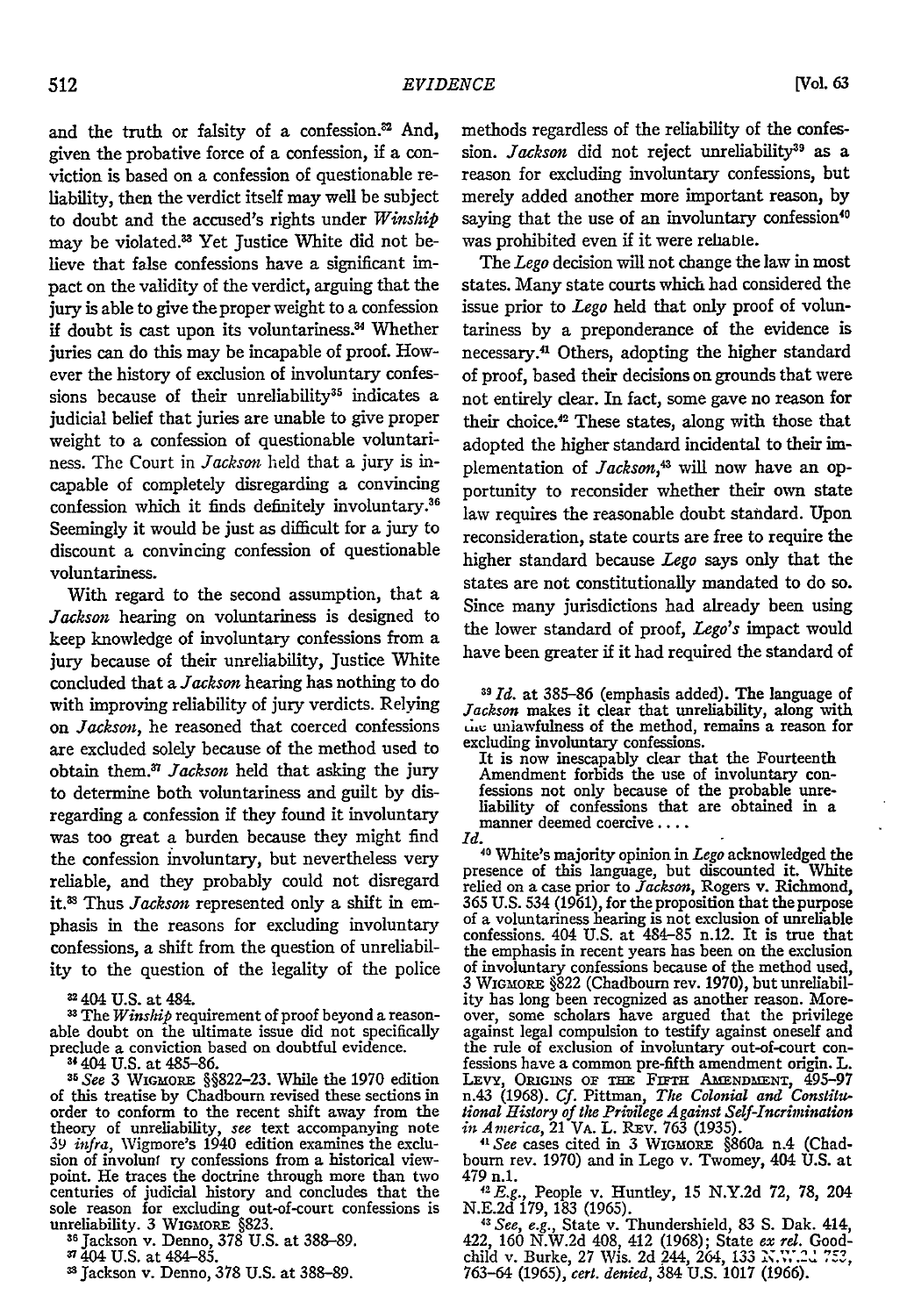and the truth or falsity of a confession.[32] And, given the probative force of a confession, if a conviction is based on a confession of questionable reliability, then the verdict itself may well be subject to doubt and the accused's rights under *Winship* may be violated.[33] Yet Justice White did not believe that false confessions have a significant impact on the validity of the verdict, arguing that the jury is able to give the proper weight to a confession if doubt is cast upon its voluntariness.[34] Whether juries can do this may be incapable of proof. However the history of exclusion of involuntary confessions because of their unreliability[35] indicates a judicial belief that juries are unable to give proper weight to a confession of questionable voluntariness. The Court in *Jackson* held that a jury is incapable of completely disregarding a convincing confession which it finds definitely involuntary.[36] Seemingly it would be just as difficult for a jury to discount a convincing confession of questionable voluntariness.

With regard to the second assumption, that a *Jackson* hearing on voluntariness is designed to keep knowledge of involuntary confessions from a jury because of their unreliability, Justice White concluded that a *Jackson* hearing has nothing to do with improving reliability of jury verdicts. Relying on *Jackson*, he reasoned that coerced confessions are excluded solely because of the method used to obtain them.[37] *Jackson* held that asking the jury to determine both voluntariness and guilt by disregarding a confession if they found it involuntary was too great a burden because they might find the confession involuntary, but nevertheless very reliable, and they probably could not disregard it.[38] Thus *Jackson* represented only a shift in emphasis in the reasons for excluding involuntary confessions, a shift from the question of unreliability to the question of the legality of the police methods regardless of the reliability of the confession. *Jackson* did not reject unreliability[39] as a reason for excluding involuntary confessions, but merely added another more important reason, by saying that the use of an involuntary confession[40] was prohibited even if it were reliable.

The *Lego* decision will not change the law in most states. Many state courts which had considered the issue prior to *Lego* held that only proof of voluntariness by a preponderance of the evidence is necessary.[41] Others, adopting the higher standard of proof, based their decisions on grounds that were not entirely clear. In fact, some gave no reason for their choice.[42] These states, along with those that adopted the higher standard incidental to their implementation of *Jackson*,[43] will now have an opportunity to reconsider whether their own state law requires the reasonable doubt standard. Upon reconsideration, state courts are free to require the higher standard because *Lego* says only that the states are not constitutionally mandated to do so. Since many jurisdictions had already been using the lower standard of proof, *Lego's* impact would have been greater if it had required the standard of

---

[32] 404 U.S. at 484.

[33] The *Winship* requirement of proof beyond a reasonable doubt on the ultimate issue did not specifically preclude a conviction based on doubtful evidence.

[34] 404 U.S. at 485–86.

[35] *See* 3 WIGMORE §§822–23. While the 1970 edition of this treatise by Chadbourn revised these sections in order to conform to the recent shift away from the theory of unreliability, *see* text accompanying note 39 *infra*, Wigmore's 1940 edition examines the exclusion of involuntary confessions from a historical viewpoint. He traces the doctrine through more than two centuries of judicial history and concludes that the sole reason for excluding out-of-court confessions is unreliability. 3 WIGMORE §823.

[36] Jackson v. Denno, 378 U.S. at 388–89.

[37] 404 U.S. at 484–85.

[38] Jackson v. Denno, 378 U.S. at 388–89.

[39] *Id.* at 385–86 (emphasis added). The language of *Jackson* makes it clear that unreliability, along with the unlawfulness of the method, remains a reason for excluding involuntary confessions.

> It is now inescapably clear that the Fourteenth Amendment forbids the use of involuntary confessions not only because of the probable unreliability of confessions that are obtained in a manner deemed coercive . . . .

*Id.*

[40] White's majority opinion in *Lego* acknowledged the presence of this language, but discounted it. White relied on a case prior to *Jackson*, Rogers v. Richmond, 365 U.S. 534 (1961), for the proposition that the purpose of a voluntariness hearing is not exclusion of unreliable confessions. 404 U.S. at 484–85 n.12. It is true that the emphasis in recent years has been on the exclusion of involuntary confessions because of the method used, 3 WIGMORE §822 (Chadbourn rev. 1970), but unreliability has long been recognized as another reason. Moreover, some scholars have argued that the privilege against legal compulsion to testify against oneself and the rule of exclusion of involuntary out-of-court confessions have a common pre-fifth amendment origin. L. LEVY, ORIGINS OF THE FIFTH AMENDMENT, 495–97 n.43 (1968). *Cf.* Pittman, *The Colonial and Constitutional History of the Privilege Against Self-Incrimination in America*, 21 VA. L. REV. 763 (1935).

[41] *See* cases cited in 3 WIGMORE §860a n.4 (Chadbourn rev. 1970) and in Lego v. Twomey, 404 U.S. at 479 n.1.

[42] *E.g.*, People v. Huntley, 15 N.Y.2d 72, 78, 204 N.E.2d 179, 183 (1965).

[43] *See, e.g.*, State v. Thundershield, 83 S. Dak. 414, 422, 160 N.W.2d 408, 412 (1968); State *ex rel.* Goodchild v. Burke, 27 Wis. 2d 244, 264, 133 N.W.2d 753, 763–64 (1965), *cert. denied*, 384 U.S. 1017 (1966).